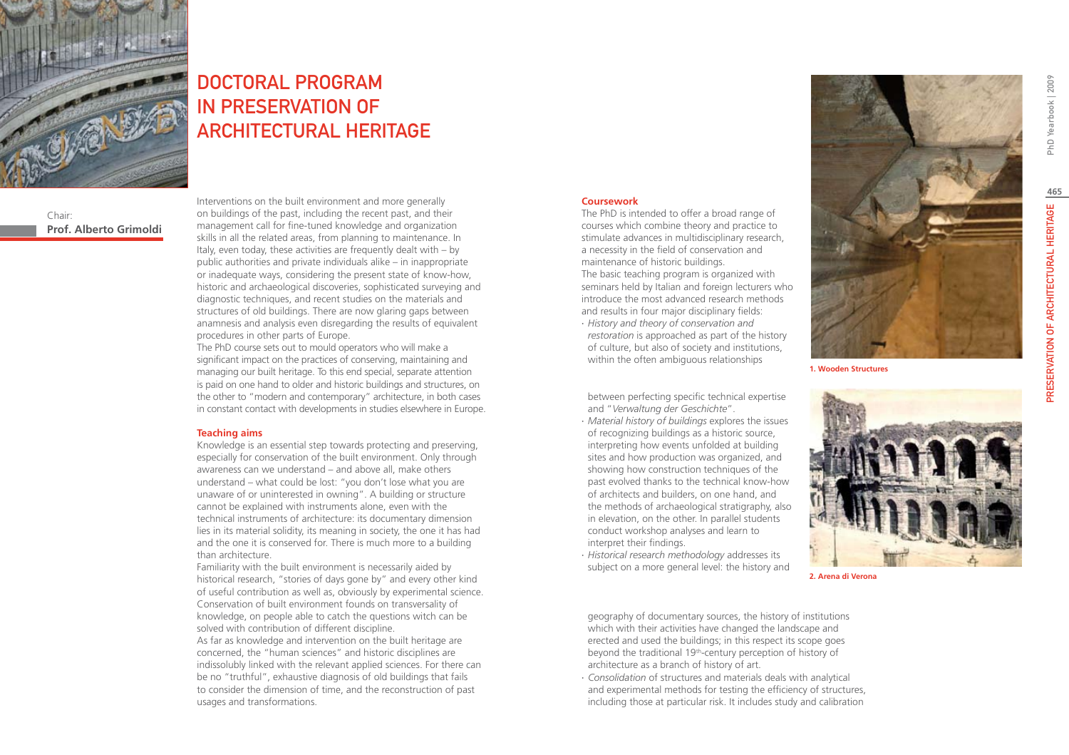# DOCTORAL PROGRAM IN PRESERVATION OF ARCHITECTURAL HERITAGE

Chair:
**Prof. Alberto Grimoldi**

Interventions on the built environment and more generally on buildings of the past, including the recent past, and their management call for fine-tuned knowledge and organization skills in all the related areas, from planning to maintenance. In Italy, even today, these activities are frequently dealt with – by public authorities and private individuals alike – in inappropriate or inadequate ways, considering the present state of know-how, historic and archaeological discoveries, sophisticated surveying and diagnostic techniques, and recent studies on the materials and structures of old buildings. There are now glaring gaps between anamnesis and analysis even disregarding the results of equivalent procedures in other parts of Europe.
The PhD course sets out to mould operators who will make a significant impact on the practices of conserving, maintaining and managing our built heritage. To this end special, separate attention is paid on one hand to older and historic buildings and structures, on the other to "modern and contemporary" architecture, in both cases in constant contact with developments in studies elsewhere in Europe.

## Teaching aims

Knowledge is an essential step towards protecting and preserving, especially for conservation of the built environment. Only through awareness can we understand – and above all, make others understand – what could be lost: "you don't lose what you are unaware of or uninterested in owning". A building or structure cannot be explained with instruments alone, even with the technical instruments of architecture: its documentary dimension lies in its material solidity, its meaning in society, the one it has had and the one it is conserved for. There is much more to a building than architecture.
Familiarity with the built environment is necessarily aided by historical research, "stories of days gone by" and every other kind of useful contribution as well as, obviously by experimental science. Conservation of built environment founds on transversality of knowledge, on people able to catch the questions witch can be solved with contribution of different discipline.
As far as knowledge and intervention on the built heritage are concerned, the "human sciences" and historic disciplines are indissolubly linked with the relevant applied sciences. For there can be no "truthful", exhaustive diagnosis of old buildings that fails to consider the dimension of time, and the reconstruction of past usages and transformations.

## Coursework

The PhD is intended to offer a broad range of courses which combine theory and practice to stimulate advances in multidisciplinary research, a necessity in the field of conservation and maintenance of historic buildings.
The basic teaching program is organized with seminars held by Italian and foreign lecturers who introduce the most advanced research methods and results in four major disciplinary fields:

- *History and theory of conservation and restoration* is approached as part of the history of culture, but also of society and institutions, within the often ambiguous relationships between perfecting specific technical expertise and "*Verwaltung der Geschichte*".
- *Material history of buildings* explores the issues of recognizing buildings as a historic source, interpreting how events unfolded at building sites and how production was organized, and showing how construction techniques of the past evolved thanks to the technical know-how of architects and builders, on one hand, and the methods of archaeological stratigraphy, also in elevation, on the other. In parallel students conduct workshop analyses and learn to interpret their findings.
- *Historical research methodology* addresses its subject on a more general level: the history and geography of documentary sources, the history of institutions which with their activities have changed the landscape and erected and used the buildings; in this respect its scope goes beyond the traditional 19th-century perception of history of architecture as a branch of history of art.
- *Consolidation* of structures and materials deals with analytical and experimental methods for testing the efficiency of structures, including those at particular risk. It includes study and calibration

1. Wooden Structures

2. Arena di Verona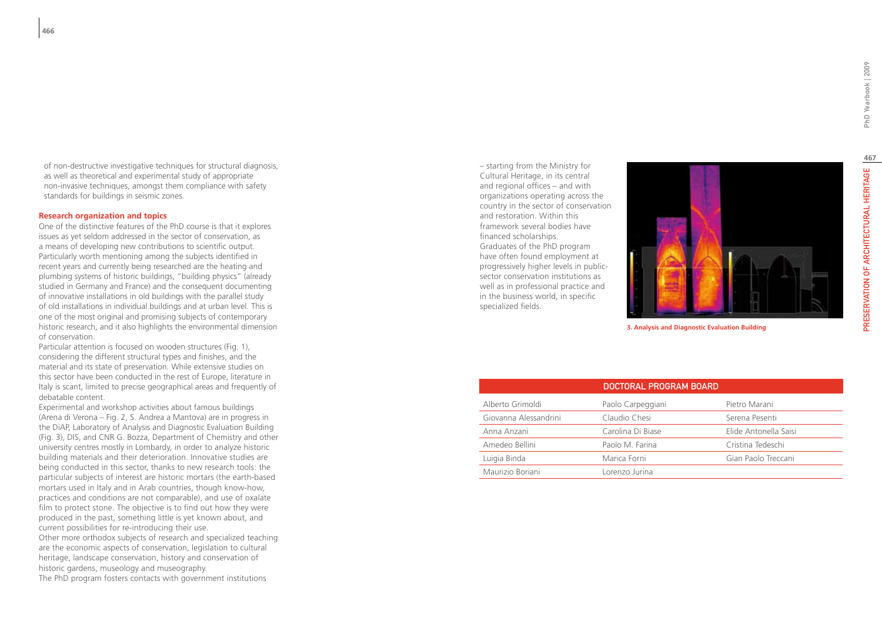of non-destructive investigative techniques for structural diagnosis, as well as theoretical and experimental study of appropriate non-invasive techniques, amongst them compliance with safety standards for buildings in seismic zones.

**Research organization and topics**

One of the distinctive features of the PhD course is that it explores issues as yet seldom addressed in the sector of conservation, as a means of developing new contributions to scientific output. Particularly worth mentioning among the subjects identified in recent years and currently being researched are the heating and plumbing systems of historic buildings, "building physics" (already studied in Germany and France) and the consequent documenting of innovative installations in old buildings with the parallel study of old installations in individual buildings and at urban level. This is one of the most original and promising subjects of contemporary historic research, and it also highlights the environmental dimension of conservation.

Particular attention is focused on wooden structures (Fig. 1), considering the different structural types and finishes, and the material and its state of preservation. While extensive studies on this sector have been conducted in the rest of Europe, literature in Italy is scant, limited to precise geographical areas and frequently of debatable content.

Experimental and workshop activities about famous buildings (Arena di Verona – Fig. 2, S. Andrea a Mantova) are in progress in the DiAP, Laboratory of Analysis and Diagnostic Evaluation Building (Fig. 3), DIS, and CNR G. Bozza, Department of Chemistry and other university centres mostly in Lombardy, in order to analyze historic building materials and their deterioration. Innovative studies are being conducted in this sector, thanks to new research tools: the particular subjects of interest are historic mortars (the earth-based mortars used in Italy and in Arab countries, though know-how, practices and conditions are not comparable), and use of oxalate film to protect stone. The objective is to find out how they were produced in the past, something little is yet known about, and current possibilities for re-introducing their use.

Other more orthodox subjects of research and specialized teaching are the economic aspects of conservation, legislation to cultural heritage, landscape conservation, history and conservation of historic gardens, museology and museography.

The PhD program fosters contacts with government institutions – starting from the Ministry for Cultural Heritage, in its central and regional offices – and with organizations operating across the country in the sector of conservation and restoration. Within this framework several bodies have financed scholarships.

Graduates of the PhD program have often found employment at progressively higher levels in public-sector conservation institutions as well as in professional practice and in the business world, in specific specialized fields.

**3. Analysis and Diagnostic Evaluation Building**

| DOCTORAL PROGRAM BOARD | | |
|---|---|---|
| Alberto Grimoldi | Paolo Carpeggiani | Pietro Marani |
| Giovanna Alessandrini | Claudio Chesi | Serena Pesenti |
| Anna Anzani | Carolina Di Biase | Elide Antonella Saisi |
| Amedeo Bellini | Paolo M. Farina | Cristina Tedeschi |
| Luigia Binda | Marica Forni | Gian Paolo Treccani |
| Maurizio Boriani | Lorenzo Jurina | |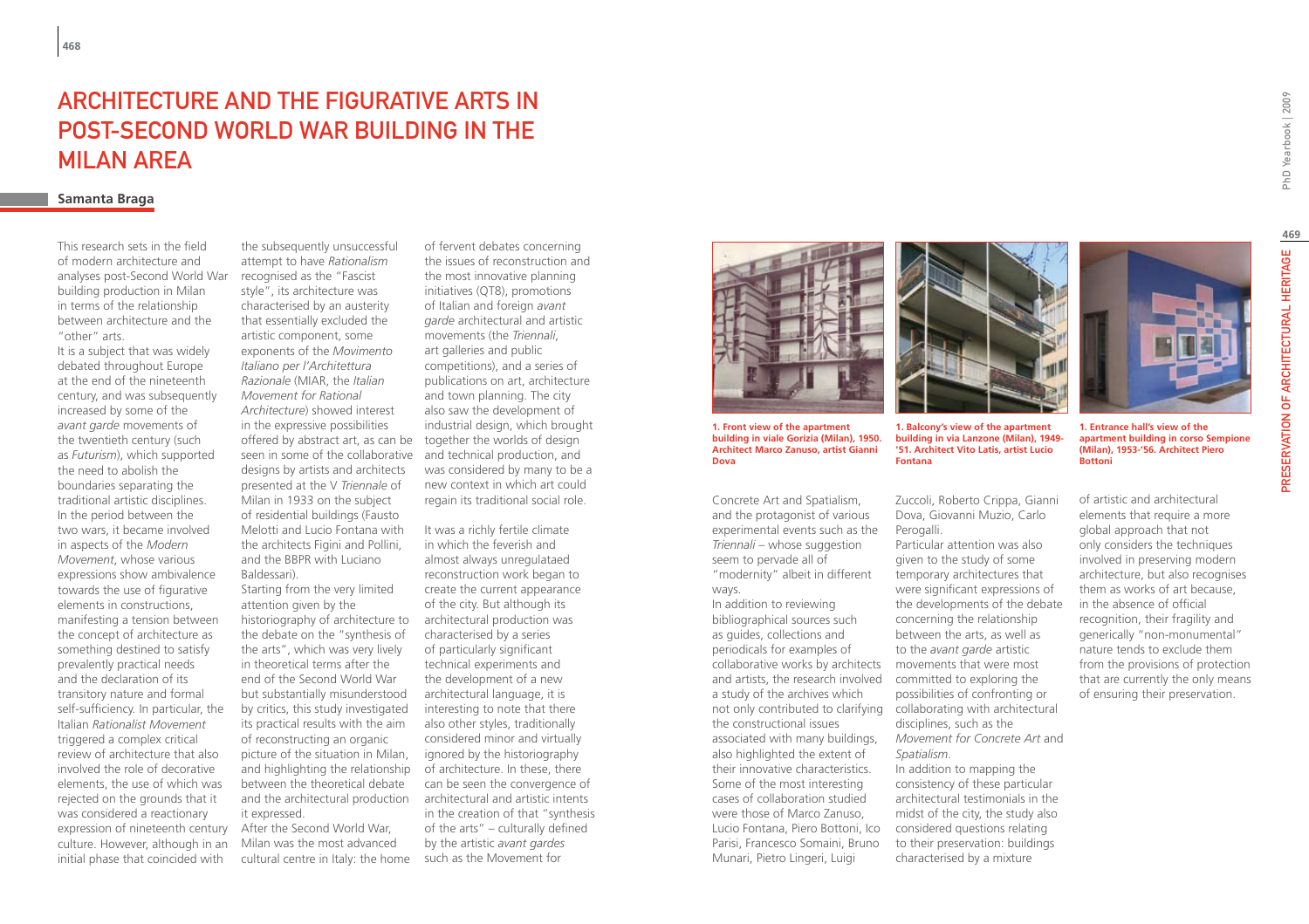# Architecture and the Figurative Arts in Post-Second World War Building in the Milan Area

**Samanta Braga**

This research sets in the field of modern architecture and analyses post-Second World War building production in Milan in terms of the relationship between architecture and the "other" arts.

It is a subject that was widely debated throughout Europe at the end of the nineteenth century, and was subsequently increased by some of the *avant garde* movements of the twentieth century (such as *Futurism*), which supported the need to abolish the boundaries separating the traditional artistic disciplines. In the period between the two wars, it became involved in aspects of the *Modern Movement*, whose various expressions show ambivalence towards the use of figurative elements in constructions, manifesting a tension between the concept of architecture as something destined to satisfy prevalently practical needs and the declaration of its transitory nature and formal self-sufficiency. In particular, the Italian *Rationalist Movement* triggered a complex critical review of architecture that also involved the role of decorative elements, the use of which was rejected on the grounds that it was considered a reactionary expression of nineteenth century culture. However, although in an initial phase that coincided with the subsequently unsuccessful attempt to have *Rationalism* recognised as the "Fascist style", its architecture was characterised by an austerity that essentially excluded the artistic component, some exponents of the *Movimento Italiano per l'Architettura Razionale* (MIAR, the *Italian Movement for Rational Architecture*) showed interest in the expressive possibilities offered by abstract art, as can be seen in some of the collaborative designs by artists and architects presented at the V *Triennale* of Milan in 1933 on the subject of residential buildings (Fausto Melotti and Lucio Fontana with the architects Figini and Pollini, and the BBPR with Luciano Baldessari).

Starting from the very limited attention given by the historiography of architecture to the debate on the "synthesis of the arts", which was very lively in theoretical terms after the end of the Second World War but substantially misunderstood by critics, this study investigated its practical results with the aim of reconstructing an organic picture of the situation in Milan, and highlighting the relationship between the theoretical debate and the architectural production it expressed.

After the Second World War, Milan was the most advanced cultural centre in Italy: the home of fervent debates concerning the issues of reconstruction and the most innovative planning initiatives (QT8), promotions of Italian and foreign *avant garde* architectural and artistic movements (the *Triennali*, art galleries and public competitions), and a series of publications on art, architecture and town planning. The city also saw the development of industrial design, which brought together the worlds of design and technical production, and was considered by many to be a new context in which art could regain its traditional social role.

It was a richly fertile climate in which the feverish and almost always unregulataed reconstruction work began to create the current appearance of the city. But although its architectural production was characterised by a series of particularly significant technical experiments and the development of a new architectural language, it is interesting to note that there also other styles, traditionally considered minor and virtually ignored by the historiography of architecture. In these, there can be seen the convergence of architectural and artistic intents in the creation of that "synthesis of the arts" – culturally defined by the artistic *avant gardes* such as the Movement for Concrete Art and Spatialism, and the protagonist of various experimental events such as the *Triennali* – whose suggestion seem to pervade all of "modernity" albeit in different ways.

**1. Front view of the apartment building in viale Gorizia (Milan), 1950. Architect Marco Zanuso, artist Gianni Dova**

**1. Balcony's view of the apartment building in via Lanzone (Milan), 1949-'51. Architect Vito Latis, artist Lucio Fontana**

**1. Entrance hall's view of the apartment building in corso Sempione (Milan), 1953-'56. Architect Piero Bottoni**

In addition to reviewing bibliographical sources such as guides, collections and periodicals for examples of collaborative works by architects and artists, the research involved a study of the archives which not only contributed to clarifying the constructional issues associated with many buildings, also highlighted the extent of their innovative characteristics. Some of the most interesting cases of collaboration studied were those of Marco Zanuso, Lucio Fontana, Piero Bottoni, Ico Parisi, Francesco Somaini, Bruno Munari, Pietro Lingeri, Luigi Zuccoli, Roberto Crippa, Gianni Dova, Giovanni Muzio, Carlo Perogalli.

Particular attention was also given to the study of some temporary architectures that were significant expressions of the developments of the debate concerning the relationship between the arts, as well as to the *avant garde* artistic movements that were most committed to exploring the possibilities of confronting or collaborating with architectural disciplines, such as the *Movement for Concrete Art* and *Spatialism*.

In addition to mapping the consistency of these particular architectural testimonials in the midst of the city, the study also considered questions relating to their preservation: buildings characterised by a mixture of artistic and architectural elements that require a more global approach that not only considers the techniques involved in preserving modern architecture, but also recognises them as works of art because, in the absence of official recognition, their fragility and generically "non-monumental" nature tends to exclude them from the provisions of protection that are currently the only means of ensuring their preservation.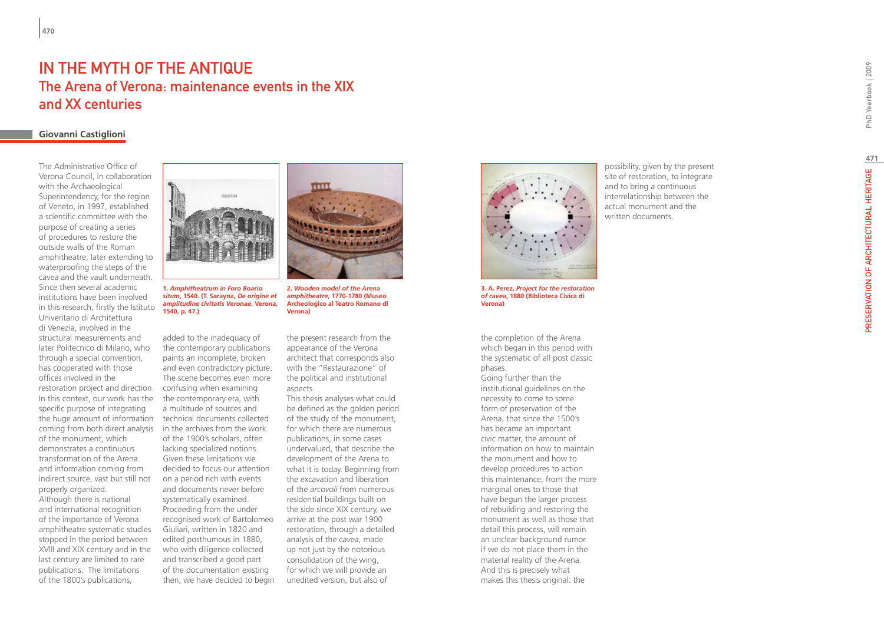# IN THE MYTH OF THE ANTIQUE

## The Arena of Verona: maintenance events in the XIX and XX centuries

**Giovanni Castiglioni**

The Administrative Office of Verona Council, in collaboration with the Archaeological Superintendency, for the region of Veneto, in 1997, established a scientific committee with the purpose of creating a series of procedures to restore the outside walls of the Roman amphitheatre, later extending to waterproofing the steps of the cavea and the vault underneath. Since then several academic institutions have been involved in this research; firstly the Istituto Univeritario di Architettura di Venezia, involved in the structural measurements and later Politecnico di Milano, who through a special convention, has cooperated with those offices involved in the restoration project and direction. In this context, our work has the specific purpose of integrating the huge amount of information coming from both direct analysis of the monument, which demonstrates a continuous transformation of the Arena and information coming from indirect source, vast but still not properly organized.
Although there is national and international recognition of the importance of Verona amphitheatre systematic studies stopped in the period between XVIII and XIX century and in the last century are limited to rare publications. The limitations of the 1800's publications, added to the inadequacy of the contemporary publications paints an incomplete, broken and even contradictory picture. The scene becomes even more confusing when examining the contemporary era, with a multitude of sources and technical documents collected in the archives from the work of the 1900's scholars, often lacking specialized notions. Given these limitations we decided to focus our attention on a period rich with events and documents never before systematically examined. Proceeding from the under recognised work of Bartolomeo Giuliari, written in 1820 and edited posthumous in 1880, who with diligence collected and transcribed a good part of the documentation existing then, we have decided to begin the present research from the appearance of the Verona architect that corresponds also with the "Restaurazione" of the political and institutional aspects.
This thesis analyses what could be defined as the golden period of the study of the monument, for which there are numerous publications, in some cases undervalued, that describe the development of the Arena to what it is today. Beginning from the excavation and liberation of the *arcovoli* from numerous residential buildings built on the side since XIX century, we arrive at the post war 1900 restoration, through a detailed analysis of the *cavea*, made up not just by the notorious consolidation of the wing, for which we will provide an unedited version, but also of the completion of the Arena which began in this period with the systematic of all post classic phases.
Going further than the institutional guidelines on the necessity to come to some form of preservation of the Arena, that since the 1500's has became an important civic matter, the amount of information on how to maintain the monument and how to develop procedures to action this maintenance, from the more marginal ones to those that have begun the larger process of rebuilding and restoring the monument as well as those that detail this process, will remain an unclear background rumor if we do not place them in the material reality of the Arena. And this is precisely what makes this thesis original: the possibility, given by the present site of restoration, to integrate and to bring a continuous interrelationship between the actual monument and the written documents.

**1.** ***Amphitheatrum in Foro Boario situm*, 1540. (T. Sarayna, *De origine et amplitudine civitatis Veronae*, Verona, 1540, p. 47.)**

**2.** ***Wooden model of the Arena amphitheatre*, 1770-1780 (Museo Archeologico al Teatro Romano di Verona)**

**3. A. Perez, *Project for the restoration of cavea*, 1880 (Biblioteca Civica di Verona)**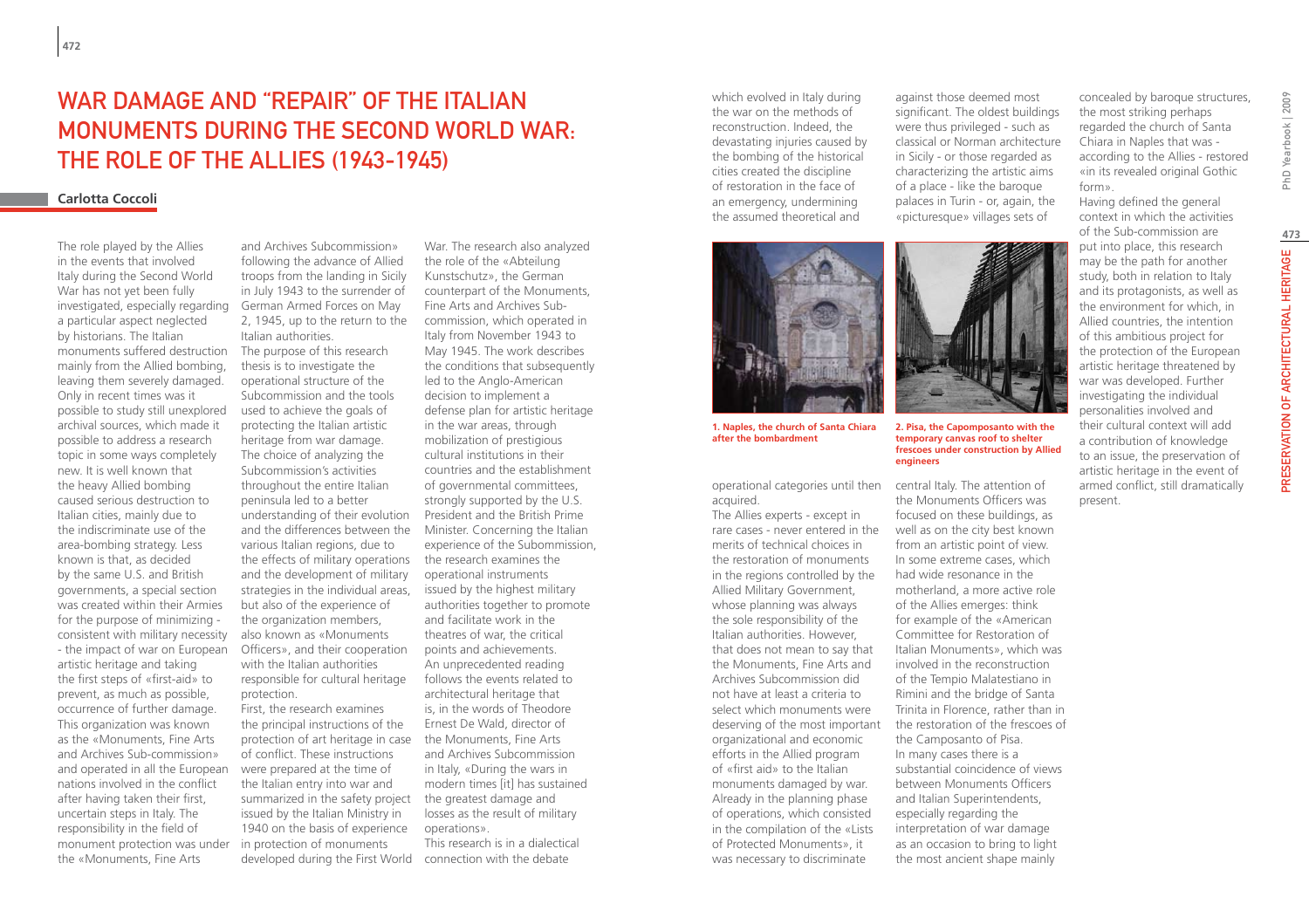# WAR DAMAGE AND "REPAIR" OF THE ITALIAN MONUMENTS DURING THE SECOND WORLD WAR: THE ROLE OF THE ALLIES (1943-1945)

**Carlotta Coccoli**

The role played by the Allies in the events that involved Italy during the Second World War has not yet been fully investigated, especially regarding a particular aspect neglected by historians. The Italian monuments suffered destruction mainly from the Allied bombing, leaving them severely damaged. Only in recent times was it possible to study still unexplored archival sources, which made it possible to address a research topic in some ways completely new. It is well known that the heavy Allied bombing caused serious destruction to Italian cities, mainly due to the indiscriminate use of the area-bombing strategy. Less known is that, as decided by the same U.S. and British governments, a special section was created within their Armies for the purpose of minimizing - consistent with military necessity - the impact of war on European artistic heritage and taking the first steps of «first-aid» to prevent, as much as possible, occurrence of further damage. This organization was known as the «Monuments, Fine Arts and Archives Sub-commission» and operated in all the European nations involved in the conflict after having taken their first, uncertain steps in Italy. The responsibility in the field of monument protection was under the «Monuments, Fine Arts and Archives Subcommission» following the advance of Allied troops from the landing in Sicily in July 1943 to the surrender of German Armed Forces on May 2, 1945, up to the return to the Italian authorities.

The purpose of this research thesis is to investigate the operational structure of the Subcommission and the tools used to achieve the goals of protecting the Italian artistic heritage from war damage. The choice of analyzing the Subcommission's activities throughout the entire Italian peninsula led to a better understanding of their evolution and the differences between the various Italian regions, due to the effects of military operations and the development of military strategies in the individual areas, but also of the experience of the organization members, also known as «Monuments Officers», and their cooperation with the Italian authorities responsible for cultural heritage protection.

First, the research examines the principal instructions of the protection of art heritage in case of conflict. These instructions were prepared at the time of the Italian entry into war and summarized in the safety project issued by the Italian Ministry in 1940 on the basis of experience in protection of monuments developed during the First World War. The research also analyzed the role of the «Abteilung Kunstschutz», the German counterpart of the Monuments, Fine Arts and Archives Sub-commission, which operated in Italy from November 1943 to May 1945. The work describes the conditions that subsequently led to the Anglo-American decision to implement a defense plan for artistic heritage in the war areas, through mobilization of prestigious cultural institutions in their countries and the establishment of governmental committees, strongly supported by the U.S. President and the British Prime Minister. Concerning the Italian experience of the Subcommission, the research examines the operational instruments issued by the highest military authorities together to promote and facilitate work in the theatres of war, the critical points and achievements.

An unprecedented reading follows the events related to architectural heritage that is, in the words of Theodore Ernest De Wald, director of the Monuments, Fine Arts and Archives Subcommission in Italy, «During the wars in modern times [it] has sustained the greatest damage and losses as the result of military operations».

This research is in a dialectical connection with the debate which evolved in Italy during the war on the methods of reconstruction. Indeed, the devastating injuries caused by the bombing of the historical cities created the discipline of restoration in the face of an emergency, undermining the assumed theoretical and operational categories until then acquired.

**1. Naples, the church of Santa Chiara after the bombardment**

**2. Pisa, the Capomposanto with the temporary canvas roof to shelter frescoes under construction by Allied engineers**

The Allies experts - except in rare cases - never entered in the merits of technical choices in the restoration of monuments in the regions controlled by the Allied Military Government, whose planning was always the sole responsibility of the Italian authorities. However, that does not mean to say that the Monuments, Fine Arts and Archives Subcommission did not have at least a criteria to select which monuments were deserving of the most important organizational and economic efforts in the Allied program of «first aid» to the Italian monuments damaged by war. Already in the planning phase of operations, which consisted in the compilation of the «Lists of Protected Monuments», it was necessary to discriminate against those deemed most significant. The oldest buildings were thus privileged - such as classical or Norman architecture in Sicily - or those regarded as characterizing the artistic aims of a place - like the baroque palaces in Turin - or, again, the «picturesque» villages sets of central Italy. The attention of the Monuments Officers was focused on these buildings, as well as on the city best known from an artistic point of view. In some extreme cases, which had wide resonance in the motherland, a more active role of the Allies emerges: think for example of the «American Committee for Restoration of Italian Monuments», which was involved in the reconstruction of the Tempio Malatestiano in Rimini and the bridge of Santa Trinita in Florence, rather than in the restoration of the frescoes of the Camposanto of Pisa.

In many cases there is a substantial coincidence of views between Monuments Officers and Italian Superintendents, especially regarding the interpretation of war damage as an occasion to bring to light the most ancient shape mainly concealed by baroque structures, the most striking perhaps regarded the church of Santa Chiara in Naples that was - according to the Allies - restored «in its revealed original Gothic form».

Having defined the general context in which the activities of the Sub-commission are put into place, this research may be the path for another study, both in relation to Italy and its protagonists, as well as the environment for which, in Allied countries, the intention of this ambitious project for the protection of the European artistic heritage threatened by war was developed. Further investigating the individual personalities involved and their cultural context will add a contribution of knowledge to an issue, the preservation of artistic heritage in the event of armed conflict, still dramatically present.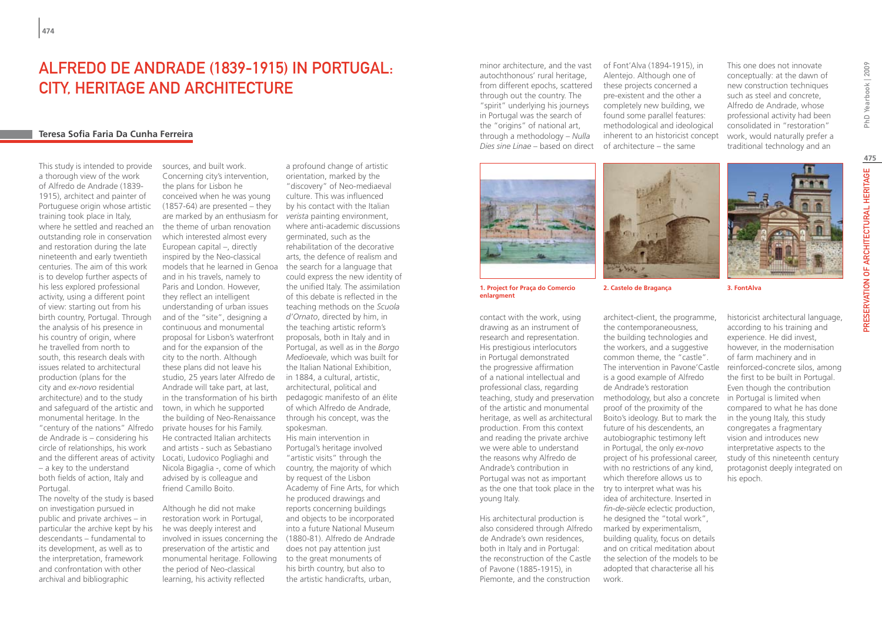# Alfredo de Andrade (1839-1915) in Portugal: City, Heritage and Architecture

**Teresa Sofia Faria Da Cunha Ferreira**

This study is intended to provide a thorough view of the work of Alfredo de Andrade (1839-1915), architect and painter of Portuguese origin whose artistic training took place in Italy, where he settled and reached an outstanding role in conservation and restoration during the late nineteenth and early twentieth centuries. The aim of this work is to develop further aspects of his less explored professional activity, using a different point of view: starting out from his birth country, Portugal. Through the analysis of his presence in his country of origin, where he travelled from north to south, this research deals with issues related to architectural production (plans for the city and *ex-novo* residential architecture) and to the study and safeguard of the artistic and monumental heritage. In the "century of the nations" Alfredo de Andrade is – considering his circle of relationships, his work and the different areas of activity – a key to the understand both fields of action, Italy and Portugal.

The novelty of the study is based on investigation pursued in public and private archives – in particular the archive kept by his descendants – fundamental to its development, as well as to the interpretation, framework and confrontation with other archival and bibliographic sources, and built work.

Concerning city's intervention, the plans for Lisbon he conceived when he was young (1857-64) are presented – they are marked by an enthusiasm for the theme of urban renovation which interested almost every European capital –, directly inspired by the Neo-classical models that he learned in Genoa and in his travels, namely to Paris and London. However, they reflect an intelligent understanding of urban issues and of the "site", designing a continuous and monumental proposal for Lisbon's waterfront and for the expansion of the city to the north. Although these plans did not leave his studio, 25 years later Alfredo de Andrade will take part, at last, in the transformation of his birth town, in which he supported the building of Neo-Renaissance private houses for his Family. He contracted Italian architects and artists - such as Sebastiano Locati, Ludovico Pogliaghi and Nicola Bigaglia -, come of which advised by is colleague and friend Camillo Boito.

Although he did not make restoration work in Portugal, he was deeply interest and involved in issues concerning the preservation of the artistic and monumental heritage. Following the period of Neo-classical learning, his activity reflected a profound change of artistic orientation, marked by the "discovery" of Neo-mediaeval culture. This was influenced by his contact with the Italian *verista* painting environment, where anti-academic discussions germinated, such as the rehabilitation of the decorative arts, the defence of realism and the search for a language that could express the new identity of the unified Italy. The assimilation of this debate is reflected in the teaching methods on the *Scuola d'Ornato*, directed by him, in the teaching artistic reform's proposals, both in Italy and in Portugal, as well as in the *Borgo Medioevale*, which was built for the Italian National Exhibition, in 1884, a cultural, artistic, architectural, political and pedagogic manifesto of an élite of which Alfredo de Andrade, through his concept, was the spokesman.

His main intervention in Portugal's heritage involved "artistic visits" through the country, the majority of which by request of the Lisbon Academy of Fine Arts, for which he produced drawings and reports concerning buildings and objects to be incorporated into a future National Museum (1880-81). Alfredo de Andrade does not pay attention just to the great monuments of his birth country, but also to the artistic handicrafts, urban, minor architecture, and the vast autochthonous' rural heritage, from different epochs, scattered through out the country. The "spirit" underlying his journeys in Portugal was the search of the "origins" of national art, through a methodology – *Nulla Dies sine Linae* – based on direct contact with the work, using drawing as an instrument of research and representation. His prestigious interlocutors in Portugal demonstrated the progressive affirmation of a national intellectual and professional class, regarding teaching, study and preservation of the artistic and monumental heritage, as well as architectural production. From this context and reading the private archive we were able to understand the reasons why Alfredo de Andrade's contribution in Portugal was not as important as the one that took place in the young Italy.

His architectural production is also considered through Alfredo de Andrade's own residences, both in Italy and in Portugal: the reconstruction of the Castle of Pavone (1885-1915), in Piemonte, and the construction of Font'Alva (1894-1915), in Alentejo. Although one of these projects concerned a pre-existent and the other a completely new building, we found some parallel features: methodological and ideological inherent to an historicist concept of architecture – the same architect-client, the programme, the contemporaneousness, the building technologies and the workers, and a suggestive common theme, the "castle". The intervention in Pavone'Castle is a good example of Alfredo de Andrade's restoration methodology, but also a concrete proof of the proximity of the Boito's ideology. But to mark the future of his descendents, an autobiographic testimony left in Portugal, the only *ex-novo* project of his professional career, with no restrictions of any kind, which therefore allows us to try to interpret what was his idea of architecture. Inserted in *fin-de-siècle* eclectic production, he designed the "total work", marked by experimentalism, building quality, focus on details and on critical meditation about the selection of the models to be adopted that characterise all his work.

This one does not innovate conceptually: at the dawn of new construction techniques such as steel and concrete, Alfredo de Andrade, whose professional activity had been consolidated in "restoration" work, would naturally prefer a traditional technology and an historicist architectural language, according to his training and experience. He did invest, however, in the modernisation of farm machinery and in reinforced-concrete silos, among the first to be built in Portugal. Even though the contribution in Portugal is limited when compared to what he has done in the young Italy, this study congregates a fragmentary vision and introduces new interpretative aspects to the study of this nineteenth century protagonist deeply integrated on his epoch.

**1. Project for Praça do Comercio enlargment**

**2. Castelo de Bragança**

**3. FontAlva**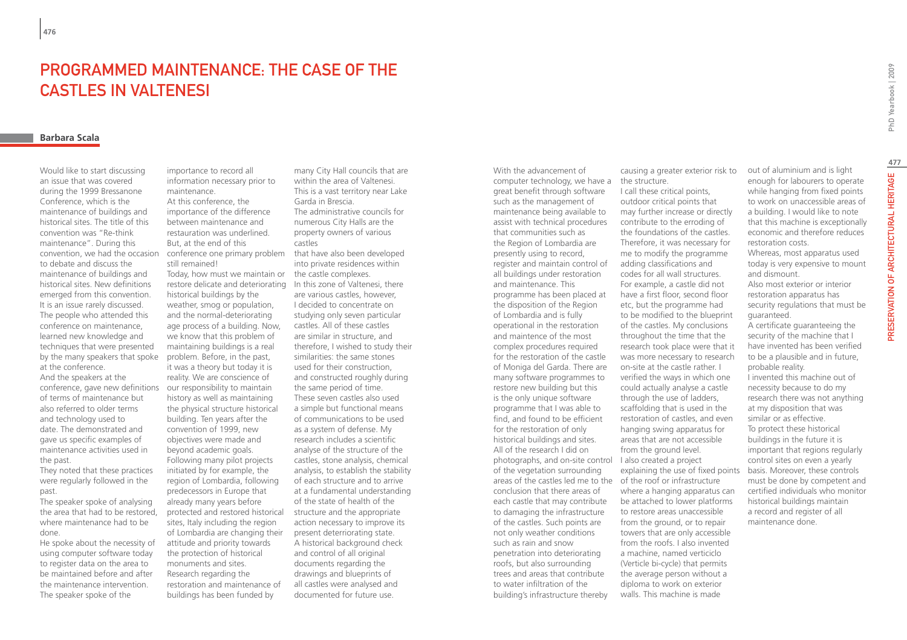# Programmed Maintenance: The Case of the Castles in Valtenesi

**Barbara Scala**

Would like to start discussing an issue that was covered during the 1999 Bressanone Conference, which is the maintenance of buildings and historical sites. The title of this convention was "Re-think maintenance". During this convention, we had the occasion to debate and discuss the maintenance of buildings and historical sites. New definitions emerged from this convention. It is an issue rarely discussed. The people who attended this conference on maintenance, learned new knowledge and techniques that were presented by the many speakers that spoke at the conference.

And the speakers at the conference, gave new definitions of terms of maintenance but also referred to older terms and technology used to date. The demonstrated and gave us specific examples of maintenance activities used in the past.

They noted that these practices were regularly followed in the past.

The speaker spoke of analysing the area that had to be restored, where maintenance had to be done.

He spoke about the necessity of using computer software today to register data on the area to be maintained before and after the maintenance intervention. The speaker spoke of the importance to record all information necessary prior to maintenance.

At this conference, the importance of the difference between maintenance and restauration was underlined. But, at the end of this conference one primary problem still remained!

Today, how must we maintain or restore delicate and deteriorating historical buildings by the weather, smog or population, and the normal-deteriorating age process of a building. Now, we know that this problem of maintaining buildings is a real problem. Before, in the past, it was a theory but today it is reality. We are conscience of our responsibility to maintain history as well as maintaining the physical structure historical building. Ten years after the convention of 1999, new objectives were made and beyond academic goals. Following many pilot projects initiated by for example, the region of Lombardia, following predecessors in Europe that already many years before protected and restored historical sites, Italy including the region of Lombardia are changing their attitude and priority towards the protection of historical monuments and sites. Research regarding the restoration and maintenance of buildings has been funded by many City Hall councils that are within the area of Valtenesi. This is a vast territory near Lake Garda in Brescia.

The administrative councils for numerous City Halls are the property owners of various castles that have also been developed into private residences within the castle complexes.

In this zone of Valtenesi, there are various castles, however, I decided to concentrate on studying only seven particular castles. All of these castles are similar in structure, and therefore, I wished to study their similarities: the same stones used for their construction, and constructed roughly during the same period of time. These seven castles also used a simple but functional means of communications to be used as a system of defense. My research includes a scientific analyse of the structure of the castles, stone analysis, chemical analysis, to establish the stability of each structure and to arrive at a fundamental understanding of the state of health of the structure and the appropriate action necessary to improve its present deterriorating state. A historical background check and control of all original documents regarding the drawings and blueprints of all castles were analysed and documented for future use.

With the advancement of computer technology, we have a great benefit through software such as the management of maintenance being available to assist with technical procedures that communities such as the Region of Lombardia are presently using to record, register and maintain control of all buildings under restoration and maintenance. This programme has been placed at the disposition of the Region of Lombardia and is fully operational in the restoration and maintence of the most complex procedures required for the restoration of the castle of Moniga del Garda. There are many software programmes to restore new building but this is the only unique software programme that I was able to find, and found to be efficient for the restoration of only historical buildings and sites.

All of the research I did on photographs, and on-site control of the vegetation surrounding areas of the castles led me to the conclusion that there areas of each castle that may contribute to damaging the infrastructure of the castles. Such points are not only weather conditions such as rain and snow penetration into deteriorating roofs, but also surrounding trees and areas that contribute to water infiltration of the building's infrastructure thereby causing a greater exterior risk to the structure.

I call these critical points, outdoor critical points that may further increase or directly contribute to the erroding of the foundations of the castles. Therefore, it was necessary for me to modify the programme adding classifications and codes for all wall structures. For example, a castle did not have a first floor, second floor etc, but the programme had to be modified to the blueprint of the castles. My conclusions throughout the time that the research took place were that it was more necessary to research on-site at the castle rather. I verified the ways in which one could actually analyse a castle through the use of ladders, scaffolding that is used in the restoration of castles, and even hanging swing apparatus for areas that are not accessible from the ground level.

I also created a project explaining the use of fixed points of the roof or infrastructure where a hanging apparatus can be attached to lower platforms to restore areas unaccessible from the ground, or to repair towers that are only accessible from the roofs. I also invented a machine, named verticiclo (Verticle bi-cycle) that permits the average person without a diploma to work on exterior walls. This machine is made out of aluminium and is light enough for labourers to operate while hanging from fixed points to work on unaccessible areas of a building. I would like to note that this machine is exceptionally economic and therefore reduces restoration costs.

Whereas, most apparatus used today is very expensive to mount and dismount.

Also most exterior or interior restoration apparatus has security regulations that must be guaranteed.

A certificate guaranteeing the security of the machine that I have invented has been verified to be a plausible and in future, probable reality.

I invented this machine out of necessity because to do my research there was not anything at my disposition that was similar or as effective.

To protect these historical buildings in the future it is important that regions regularly control sites on even a yearly basis. Moreover, these controls must be done by competent and certified individuals who monitor historical buildings maintain a record and register of all maintenance done.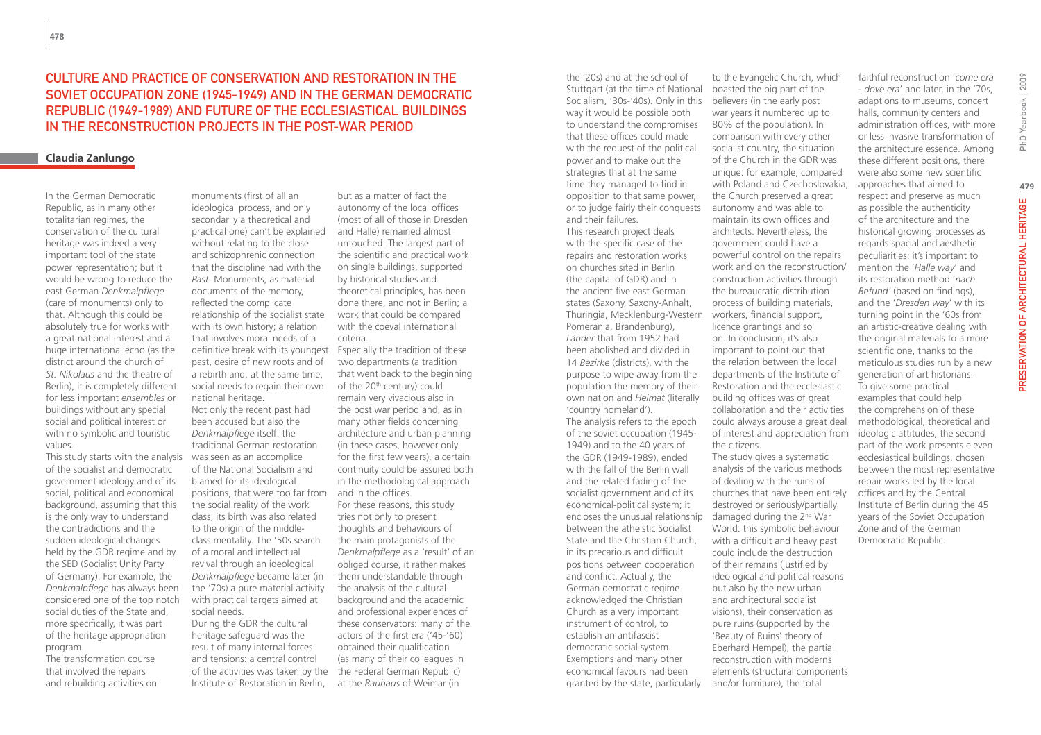# CULTURE AND PRACTICE OF CONSERVATION AND RESTORATION IN THE SOVIET OCCUPATION ZONE (1945-1949) AND IN THE GERMAN DEMOCRATIC REPUBLIC (1949-1989) AND FUTURE OF THE ECCLESIASTICAL BUILDINGS IN THE RECONSTRUCTION PROJECTS IN THE POST-WAR PERIOD

**Claudia Zanlungo**

In the German Democratic Republic, as in many other totalitarian regimes, the conservation of the cultural heritage was indeed a very important tool of the state power representation; but it would be wrong to reduce the east German *Denkmalpflege* (care of monuments) only to that. Although this could be absolutely true for works with a great national interest and a huge international echo (as the district around the church of *St. Nikolaus* and the theatre of Berlin), it is completely different for less important *ensembles* or buildings without any special social and political interest or with no symbolic and touristic values.

This study starts with the analysis of the socialist and democratic government ideology and of its social, political and economical background, assuming that this is the only way to understand the contradictions and the sudden ideological changes held by the GDR regime and by the SED (Socialist Unity Party of Germany). For example, the *Denkmalpflege* has always been considered one of the top notch social duties of the State and, more specifically, it was part of the heritage appropriation program.

The transformation course that involved the repairs and rebuilding activities on monuments (first of all an ideological process, and only secondarily a theoretical and practical one) can't be explained without relating to the close and schizophrenic connection that the discipline had with the *Past*. Monuments, as material documents of the memory, reflected the complicate relationship of the socialist state with its own history; a relation that involves moral needs of a definitive break with its youngest past, desire of new roots and of a rebirth and, at the same time, social needs to regain their own national heritage.

Not only the recent past had been accused but also the *Denkmalpflege* itself: the traditional German restoration was seen as an accomplice of the National Socialism and blamed for its ideological positions, that were too far from the social reality of the work class; its birth was also related to the origin of the middle-class mentality. The '50s search of a moral and intellectual revival through an ideological *Denkmalpflege* became later (in the '70s) a pure material activity with practical targets aimed at social needs.

During the GDR the cultural heritage safeguard was the result of many internal forces and tensions: a central control of the activities was taken by the Institute of Restoration in Berlin, but as a matter of fact the autonomy of the local offices (most of all of those in Dresden and Halle) remained almost untouched. The largest part of the scientific and practical work on single buildings, supported by historical studies and theoretical principles, has been done there, and not in Berlin; a work that could be compared with the coeval international criteria.

Especially the tradition of these two departments (a tradition that went back to the beginning of the 20th century) could remain very vivacious also in the post war period and, as in many other fields concerning architecture and urban planning (in these cases, however only for the first few years), a certain continuity could be assured both in the methodological approach and in the offices.

For these reasons, this study tries not only to present thoughts and behaviours of the main protagonists of the *Denkmalpflege* as a 'result' of an obliged course, it rather makes them understandable through the analysis of the cultural background and the academic and professional experiences of these conservators: many of the actors of the first era ('45-'60) obtained their qualification (as many of their colleagues in the Federal German Republic) at the *Bauhaus* of Weimar (in the '20s) and at the school of Stuttgart (at the time of National Socialism, '30s-'40s). Only in this way it would be possible both to understand the compromises that these offices could made with the request of the political power and to make out the strategies that at the same time they managed to find in opposition to that same power, or to judge fairly their conquests and their failures.

This research project deals with the specific case of the repairs and restoration works on churches sited in Berlin (the capital of GDR) and in the ancient five east German states (Saxony, Saxony-Anhalt, Thuringia, Mecklenburg-Western Pomerania, Brandenburg), *Länder* that from 1952 had been abolished and divided in 14 *Bezirke* (districts), with the purpose to wipe away from the population the memory of their own nation and *Heimat* (literally 'country homeland').

The analysis refers to the epoch of the soviet occupation (1945-1949) and to the 40 years of the GDR (1949-1989), ended with the fall of the Berlin wall and the related fading of the socialist government and of its economical-political system; it encloses the unusual relationship between the atheistic Socialist State and the Christian Church, in its precarious and difficult positions between cooperation and conflict. Actually, the German democratic regime acknowledged the Christian Church as a very important instrument of control, to establish an antifascist democratic social system. Exemptions and many other economical favours had been granted by the state, particularly to the Evangelic Church, which boasted the big part of the believers (in the early post war years it numbered up to 80% of the population). In comparison with every other socialist country, the situation of the Church in the GDR was unique: for example, compared with Poland and Czechoslovakia, the Church preserved a great autonomy and was able to maintain its own offices and architects. Nevertheless, the government could have a powerful control on the repairs work and on the reconstruction/construction activities through the bureaucratic distribution process of building materials, workers, financial support, licence grantings and so on. In conclusion, it's also important to point out that the relation between the local departments of the Institute of Restoration and the ecclesiastic building offices was of great collaboration and their activities could always arouse a great deal of interest and appreciation from the citizens.

The study gives a systematic analysis of the various methods of dealing with the ruins of churches that have been entirely destroyed or seriously/partially damaged during the 2nd War World: this symbolic behaviour with a difficult and heavy past could include the destruction of their remains (justified by ideological and political reasons but also by the new urban and architectural socialist visions), their conservation as pure ruins (supported by the 'Beauty of Ruins' theory of Eberhard Hempel), the partial reconstruction with moderns elements (structural components and/or furniture), the total faithful reconstruction '*come era - dove era*' and later, in the '70s, adaptions to museums, concert halls, community centers and administration offices, with more or less invasive transformation of the architecture essence. Among these different positions, there were also some new scientific approaches that aimed to respect and preserve as much as possible the authenticity of the architecture and the historical growing processes as regards spacial and aesthetic peculiarities: it's important to mention the '*Halle way*' and its restoration method '*nach Befund*' (based on findings), and the '*Dresden way*' with its turning point in the '60s from an artistic-creative dealing with the original materials to a more scientific one, thanks to the meticulous studies run by a new generation of art historians.

To give some practical examples that could help the comprehension of these methodological, theoretical and ideologic attitudes, the second part of the work presents eleven ecclesiastical buildings, chosen between the most representative repair works led by the local offices and by the Central Institute of Berlin during the 45 years of the Soviet Occupation Zone and of the German Democratic Republic.